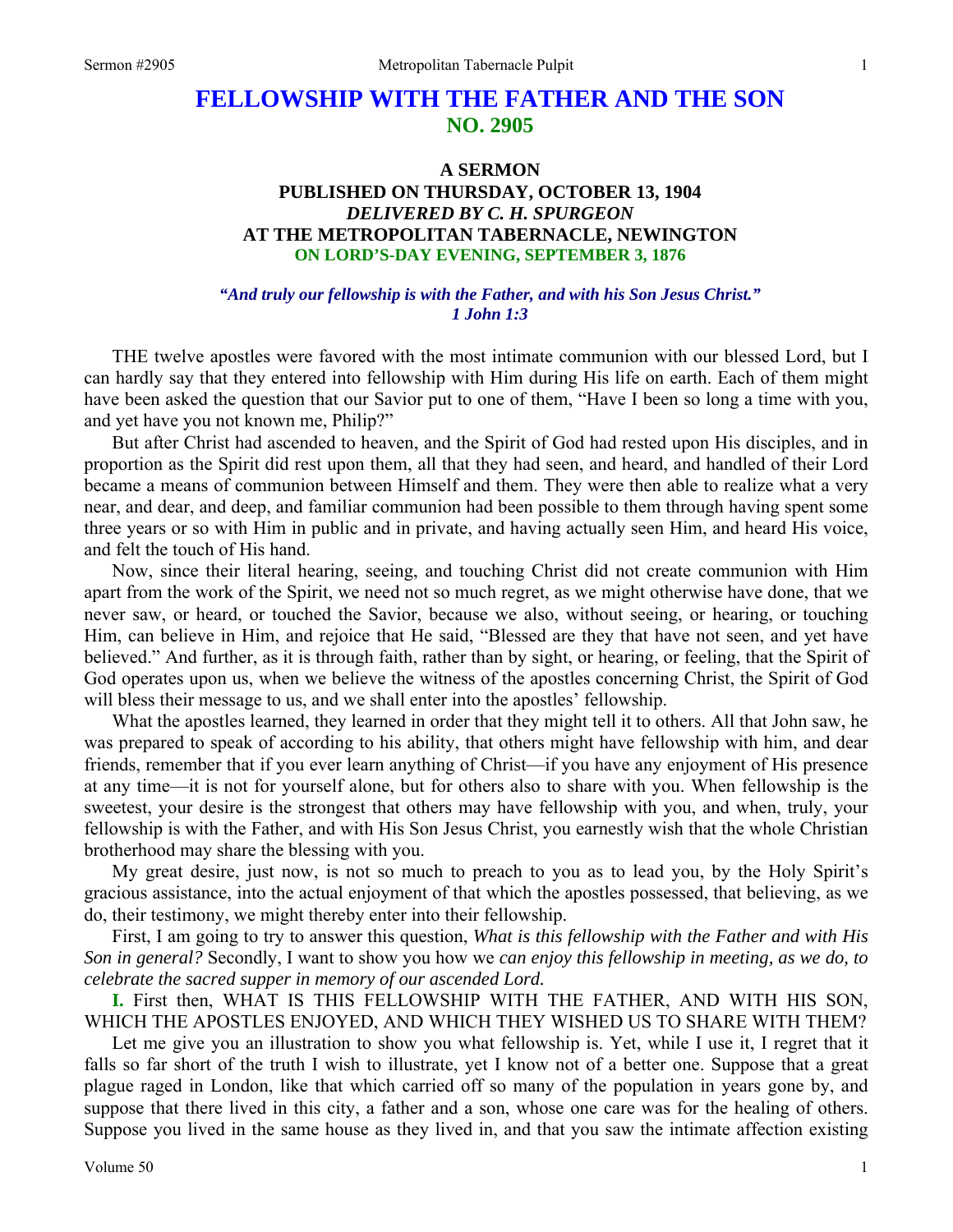# FELLOWSHIP WITH THE FATHER AND THE SON
## NO. 2905

### A SERMON
### PUBLISHED ON THURSDAY, OCTOBER 13, 1904
### *DELIVERED BY C. H. SPURGEON*
### AT THE METROPOLITAN TABERNACLE, NEWINGTON
### ON LORD'S-DAY EVENING, SEPTEMBER 3, 1876

***"And truly our fellowship is with the Father, and with his Son Jesus Christ."***
***1 John 1:3***

THE twelve apostles were favored with the most intimate communion with our blessed Lord, but I can hardly say that they entered into fellowship with Him during His life on earth. Each of them might have been asked the question that our Savior put to one of them, "Have I been so long a time with you, and yet have you not known me, Philip?"

But after Christ had ascended to heaven, and the Spirit of God had rested upon His disciples, and in proportion as the Spirit did rest upon them, all that they had seen, and heard, and handled of their Lord became a means of communion between Himself and them. They were then able to realize what a very near, and dear, and deep, and familiar communion had been possible to them through having spent some three years or so with Him in public and in private, and having actually seen Him, and heard His voice, and felt the touch of His hand.

Now, since their literal hearing, seeing, and touching Christ did not create communion with Him apart from the work of the Spirit, we need not so much regret, as we might otherwise have done, that we never saw, or heard, or touched the Savior, because we also, without seeing, or hearing, or touching Him, can believe in Him, and rejoice that He said, "Blessed are they that have not seen, and yet have believed." And further, as it is through faith, rather than by sight, or hearing, or feeling, that the Spirit of God operates upon us, when we believe the witness of the apostles concerning Christ, the Spirit of God will bless their message to us, and we shall enter into the apostles' fellowship.

What the apostles learned, they learned in order that they might tell it to others. All that John saw, he was prepared to speak of according to his ability, that others might have fellowship with him, and dear friends, remember that if you ever learn anything of Christ—if you have any enjoyment of His presence at any time—it is not for yourself alone, but for others also to share with you. When fellowship is the sweetest, your desire is the strongest that others may have fellowship with you, and when, truly, your fellowship is with the Father, and with His Son Jesus Christ, you earnestly wish that the whole Christian brotherhood may share the blessing with you.

My great desire, just now, is not so much to preach to you as to lead you, by the Holy Spirit's gracious assistance, into the actual enjoyment of that which the apostles possessed, that believing, as we do, their testimony, we might thereby enter into their fellowship.

First, I am going to try to answer this question, *What is this fellowship with the Father and with His Son in general?* Secondly, I want to show you how we *can enjoy this fellowship in meeting, as we do, to celebrate the sacred supper in memory of our ascended Lord.*

**I.** First then, WHAT IS THIS FELLOWSHIP WITH THE FATHER, AND WITH HIS SON, WHICH THE APOSTLES ENJOYED, AND WHICH THEY WISHED US TO SHARE WITH THEM?

Let me give you an illustration to show you what fellowship is. Yet, while I use it, I regret that it falls so far short of the truth I wish to illustrate, yet I know not of a better one. Suppose that a great plague raged in London, like that which carried off so many of the population in years gone by, and suppose that there lived in this city, a father and a son, whose one care was for the healing of others. Suppose you lived in the same house as they lived in, and that you saw the intimate affection existing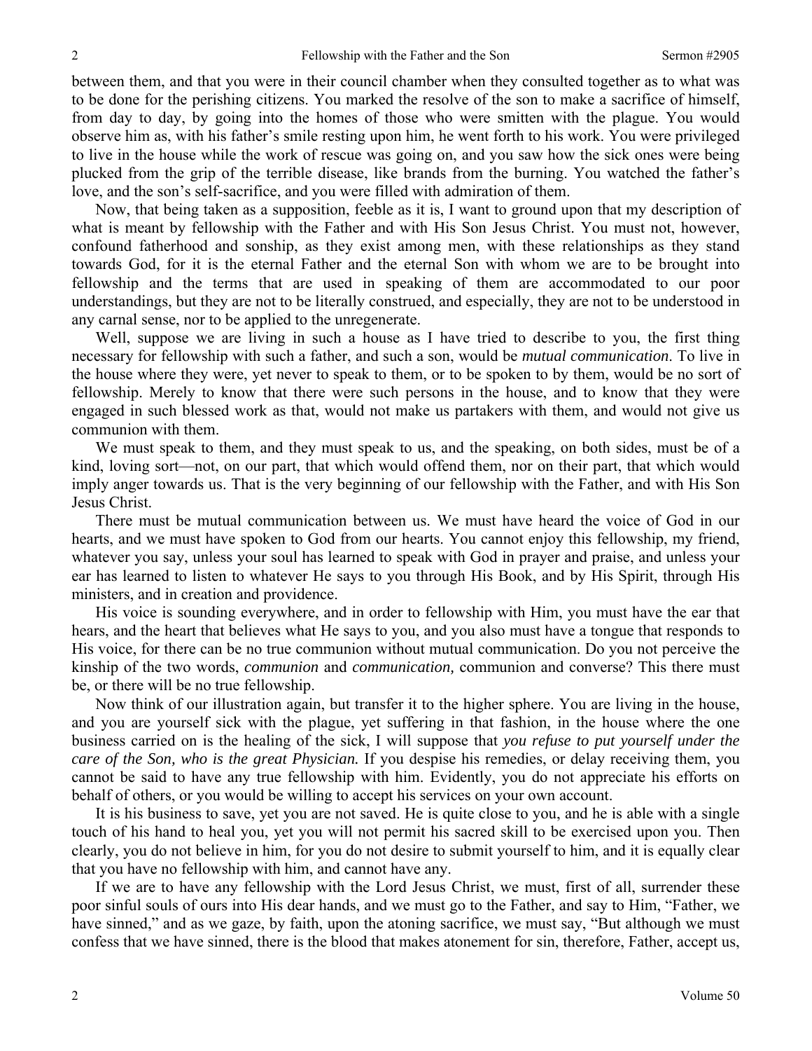between them, and that you were in their council chamber when they consulted together as to what was to be done for the perishing citizens. You marked the resolve of the son to make a sacrifice of himself, from day to day, by going into the homes of those who were smitten with the plague. You would observe him as, with his father's smile resting upon him, he went forth to his work. You were privileged to live in the house while the work of rescue was going on, and you saw how the sick ones were being plucked from the grip of the terrible disease, like brands from the burning. You watched the father's love, and the son's self-sacrifice, and you were filled with admiration of them.

Now, that being taken as a supposition, feeble as it is, I want to ground upon that my description of what is meant by fellowship with the Father and with His Son Jesus Christ. You must not, however, confound fatherhood and sonship, as they exist among men, with these relationships as they stand towards God, for it is the eternal Father and the eternal Son with whom we are to be brought into fellowship and the terms that are used in speaking of them are accommodated to our poor understandings, but they are not to be literally construed, and especially, they are not to be understood in any carnal sense, nor to be applied to the unregenerate.

Well, suppose we are living in such a house as I have tried to describe to you, the first thing necessary for fellowship with such a father, and such a son, would be *mutual communication*. To live in the house where they were, yet never to speak to them, or to be spoken to by them, would be no sort of fellowship. Merely to know that there were such persons in the house, and to know that they were engaged in such blessed work as that, would not make us partakers with them, and would not give us communion with them.

We must speak to them, and they must speak to us, and the speaking, on both sides, must be of a kind, loving sort—not, on our part, that which would offend them, nor on their part, that which would imply anger towards us. That is the very beginning of our fellowship with the Father, and with His Son Jesus Christ.

There must be mutual communication between us. We must have heard the voice of God in our hearts, and we must have spoken to God from our hearts. You cannot enjoy this fellowship, my friend, whatever you say, unless your soul has learned to speak with God in prayer and praise, and unless your ear has learned to listen to whatever He says to you through His Book, and by His Spirit, through His ministers, and in creation and providence.

His voice is sounding everywhere, and in order to fellowship with Him, you must have the ear that hears, and the heart that believes what He says to you, and you also must have a tongue that responds to His voice, for there can be no true communion without mutual communication. Do you not perceive the kinship of the two words, *communion* and *communication,* communion and converse? This there must be, or there will be no true fellowship.

Now think of our illustration again, but transfer it to the higher sphere. You are living in the house, and you are yourself sick with the plague, yet suffering in that fashion, in the house where the one business carried on is the healing of the sick, I will suppose that *you refuse to put yourself under the care of the Son, who is the great Physician.* If you despise his remedies, or delay receiving them, you cannot be said to have any true fellowship with him. Evidently, you do not appreciate his efforts on behalf of others, or you would be willing to accept his services on your own account.

It is his business to save, yet you are not saved. He is quite close to you, and he is able with a single touch of his hand to heal you, yet you will not permit his sacred skill to be exercised upon you. Then clearly, you do not believe in him, for you do not desire to submit yourself to him, and it is equally clear that you have no fellowship with him, and cannot have any.

If we are to have any fellowship with the Lord Jesus Christ, we must, first of all, surrender these poor sinful souls of ours into His dear hands, and we must go to the Father, and say to Him, "Father, we have sinned," and as we gaze, by faith, upon the atoning sacrifice, we must say, "But although we must confess that we have sinned, there is the blood that makes atonement for sin, therefore, Father, accept us,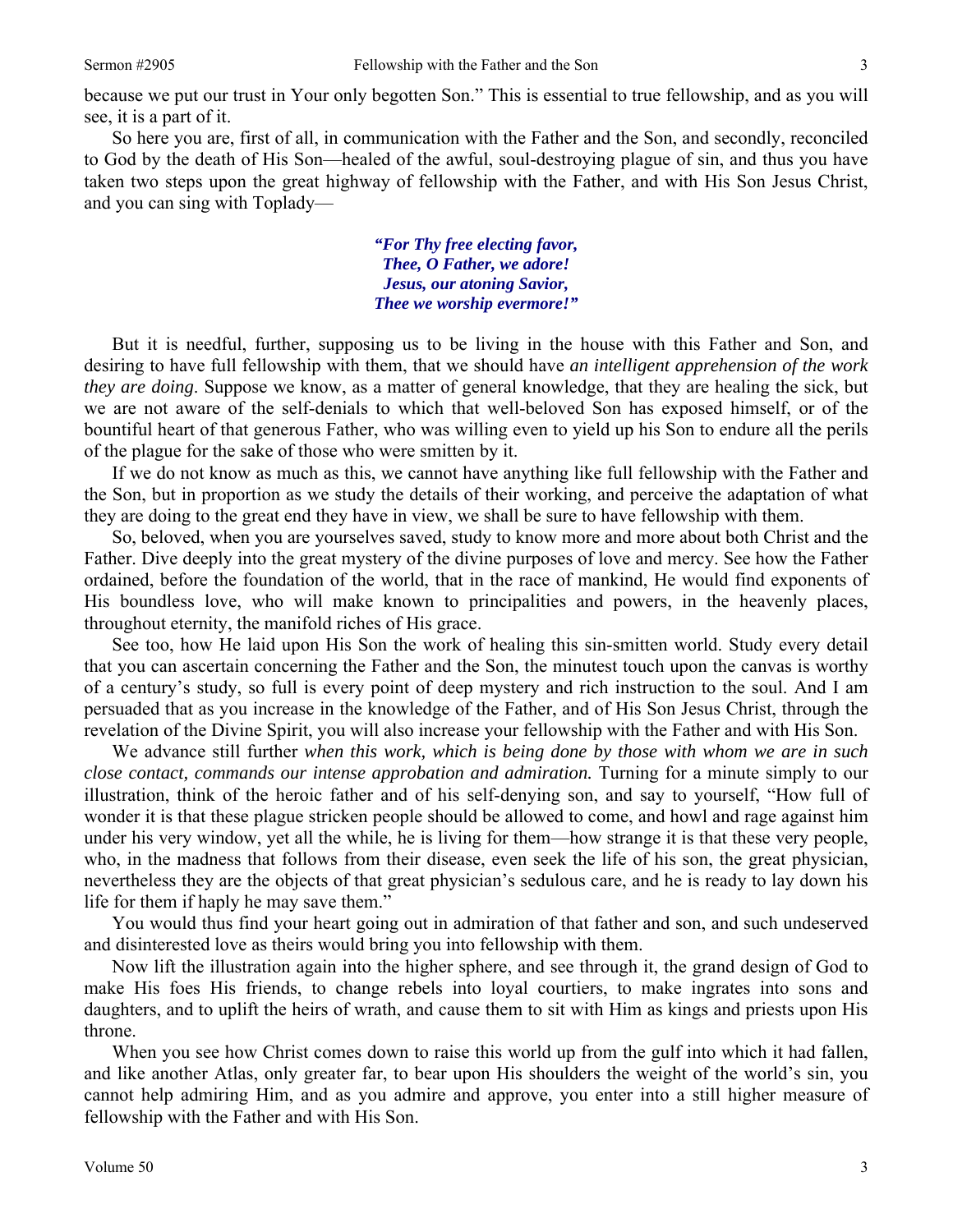because we put our trust in Your only begotten Son." This is essential to true fellowship, and as you will see, it is a part of it.

So here you are, first of all, in communication with the Father and the Son, and secondly, reconciled to God by the death of His Son—healed of the awful, soul-destroying plague of sin, and thus you have taken two steps upon the great highway of fellowship with the Father, and with His Son Jesus Christ, and you can sing with Toplady—

> ***"For Thy free electing favor,***
> ***Thee, O Father, we adore!***
> ***Jesus, our atoning Savior,***
> ***Thee we worship evermore!"***

But it is needful, further, supposing us to be living in the house with this Father and Son, and desiring to have full fellowship with them, that we should have *an intelligent apprehension of the work they are doing*. Suppose we know, as a matter of general knowledge, that they are healing the sick, but we are not aware of the self-denials to which that well-beloved Son has exposed himself, or of the bountiful heart of that generous Father, who was willing even to yield up his Son to endure all the perils of the plague for the sake of those who were smitten by it.

If we do not know as much as this, we cannot have anything like full fellowship with the Father and the Son, but in proportion as we study the details of their working, and perceive the adaptation of what they are doing to the great end they have in view, we shall be sure to have fellowship with them.

So, beloved, when you are yourselves saved, study to know more and more about both Christ and the Father. Dive deeply into the great mystery of the divine purposes of love and mercy. See how the Father ordained, before the foundation of the world, that in the race of mankind, He would find exponents of His boundless love, who will make known to principalities and powers, in the heavenly places, throughout eternity, the manifold riches of His grace.

See too, how He laid upon His Son the work of healing this sin-smitten world. Study every detail that you can ascertain concerning the Father and the Son, the minutest touch upon the canvas is worthy of a century's study, so full is every point of deep mystery and rich instruction to the soul. And I am persuaded that as you increase in the knowledge of the Father, and of His Son Jesus Christ, through the revelation of the Divine Spirit, you will also increase your fellowship with the Father and with His Son.

We advance still further *when this work, which is being done by those with whom we are in such close contact, commands our intense approbation and admiration.* Turning for a minute simply to our illustration, think of the heroic father and of his self-denying son, and say to yourself, "How full of wonder it is that these plague stricken people should be allowed to come, and howl and rage against him under his very window, yet all the while, he is living for them—how strange it is that these very people, who, in the madness that follows from their disease, even seek the life of his son, the great physician, nevertheless they are the objects of that great physician's sedulous care, and he is ready to lay down his life for them if haply he may save them."

You would thus find your heart going out in admiration of that father and son, and such undeserved and disinterested love as theirs would bring you into fellowship with them.

Now lift the illustration again into the higher sphere, and see through it, the grand design of God to make His foes His friends, to change rebels into loyal courtiers, to make ingrates into sons and daughters, and to uplift the heirs of wrath, and cause them to sit with Him as kings and priests upon His throne.

When you see how Christ comes down to raise this world up from the gulf into which it had fallen, and like another Atlas, only greater far, to bear upon His shoulders the weight of the world's sin, you cannot help admiring Him, and as you admire and approve, you enter into a still higher measure of fellowship with the Father and with His Son.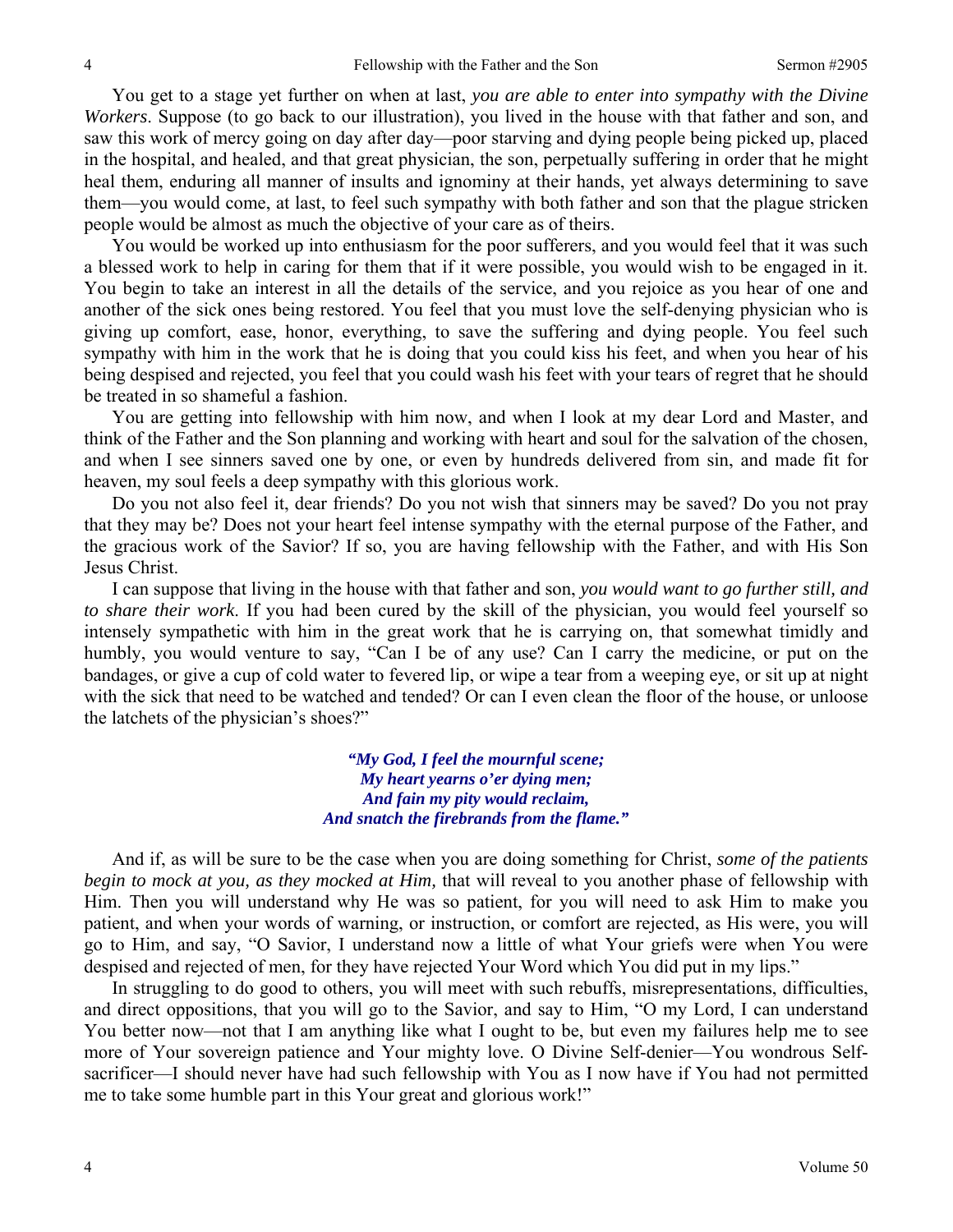You get to a stage yet further on when at last, *you are able to enter into sympathy with the Divine Workers*. Suppose (to go back to our illustration), you lived in the house with that father and son, and saw this work of mercy going on day after day—poor starving and dying people being picked up, placed in the hospital, and healed, and that great physician, the son, perpetually suffering in order that he might heal them, enduring all manner of insults and ignominy at their hands, yet always determining to save them—you would come, at last, to feel such sympathy with both father and son that the plague stricken people would be almost as much the objective of your care as of theirs.

You would be worked up into enthusiasm for the poor sufferers, and you would feel that it was such a blessed work to help in caring for them that if it were possible, you would wish to be engaged in it. You begin to take an interest in all the details of the service, and you rejoice as you hear of one and another of the sick ones being restored. You feel that you must love the self-denying physician who is giving up comfort, ease, honor, everything, to save the suffering and dying people. You feel such sympathy with him in the work that he is doing that you could kiss his feet, and when you hear of his being despised and rejected, you feel that you could wash his feet with your tears of regret that he should be treated in so shameful a fashion.

You are getting into fellowship with him now, and when I look at my dear Lord and Master, and think of the Father and the Son planning and working with heart and soul for the salvation of the chosen, and when I see sinners saved one by one, or even by hundreds delivered from sin, and made fit for heaven, my soul feels a deep sympathy with this glorious work.

Do you not also feel it, dear friends? Do you not wish that sinners may be saved? Do you not pray that they may be? Does not your heart feel intense sympathy with the eternal purpose of the Father, and the gracious work of the Savior? If so, you are having fellowship with the Father, and with His Son Jesus Christ.

I can suppose that living in the house with that father and son, *you would want to go further still, and to share their work*. If you had been cured by the skill of the physician, you would feel yourself so intensely sympathetic with him in the great work that he is carrying on, that somewhat timidly and humbly, you would venture to say, "Can I be of any use? Can I carry the medicine, or put on the bandages, or give a cup of cold water to fevered lip, or wipe a tear from a weeping eye, or sit up at night with the sick that need to be watched and tended? Or can I even clean the floor of the house, or unloose the latchets of the physician's shoes?"

*"My God, I feel the mournful scene;*
*My heart yearns o'er dying men;*
*And fain my pity would reclaim,*
*And snatch the firebrands from the flame."*

And if, as will be sure to be the case when you are doing something for Christ, *some of the patients begin to mock at you, as they mocked at Him,* that will reveal to you another phase of fellowship with Him. Then you will understand why He was so patient, for you will need to ask Him to make you patient, and when your words of warning, or instruction, or comfort are rejected, as His were, you will go to Him, and say, "O Savior, I understand now a little of what Your griefs were when You were despised and rejected of men, for they have rejected Your Word which You did put in my lips."

In struggling to do good to others, you will meet with such rebuffs, misrepresentations, difficulties, and direct oppositions, that you will go to the Savior, and say to Him, "O my Lord, I can understand You better now—not that I am anything like what I ought to be, but even my failures help me to see more of Your sovereign patience and Your mighty love. O Divine Self-denier—You wondrous Self-sacrificer—I should never have had such fellowship with You as I now have if You had not permitted me to take some humble part in this Your great and glorious work!"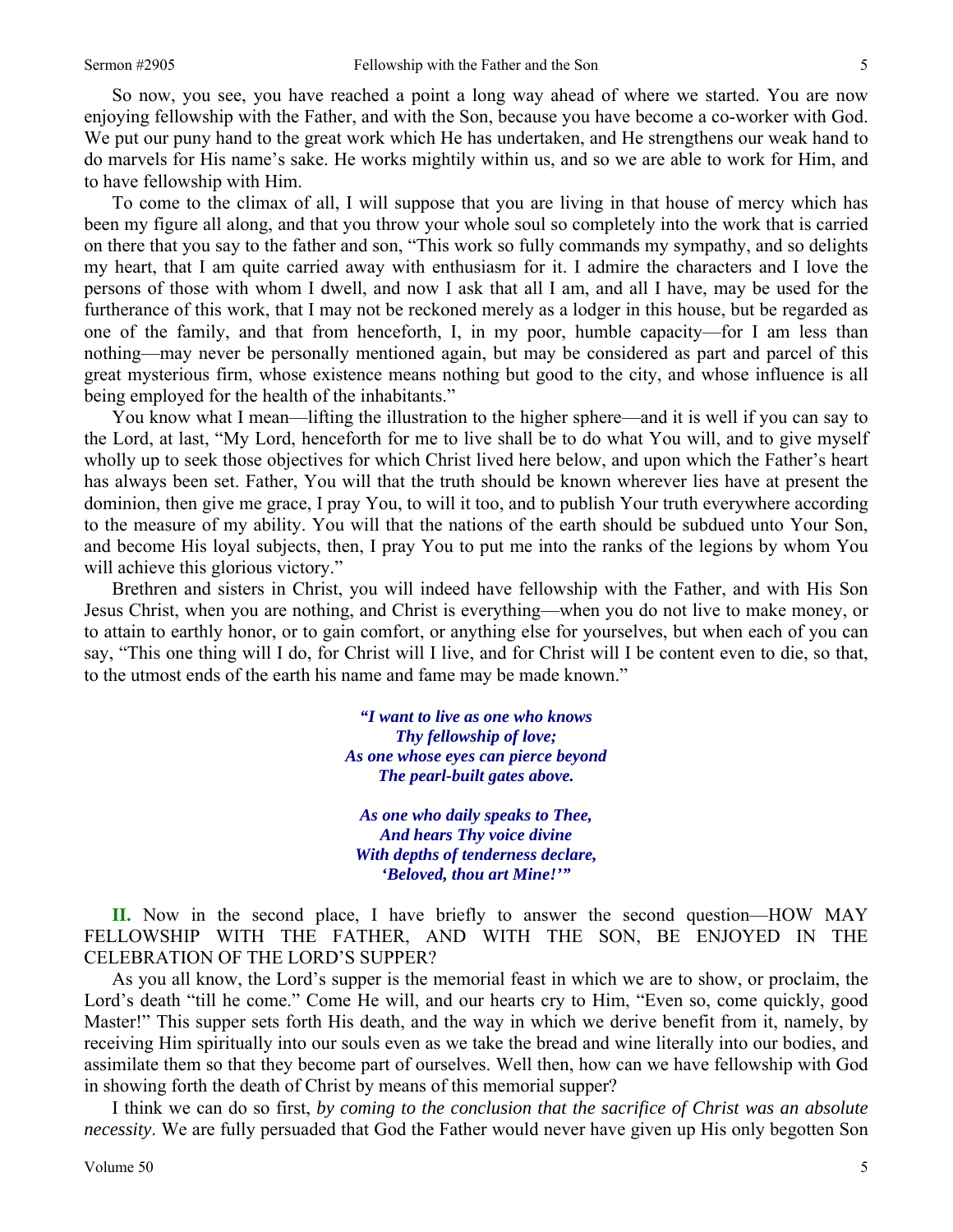So now, you see, you have reached a point a long way ahead of where we started. You are now enjoying fellowship with the Father, and with the Son, because you have become a co-worker with God. We put our puny hand to the great work which He has undertaken, and He strengthens our weak hand to do marvels for His name's sake. He works mightily within us, and so we are able to work for Him, and to have fellowship with Him.

To come to the climax of all, I will suppose that you are living in that house of mercy which has been my figure all along, and that you throw your whole soul so completely into the work that is carried on there that you say to the father and son, "This work so fully commands my sympathy, and so delights my heart, that I am quite carried away with enthusiasm for it. I admire the characters and I love the persons of those with whom I dwell, and now I ask that all I am, and all I have, may be used for the furtherance of this work, that I may not be reckoned merely as a lodger in this house, but be regarded as one of the family, and that from henceforth, I, in my poor, humble capacity—for I am less than nothing—may never be personally mentioned again, but may be considered as part and parcel of this great mysterious firm, whose existence means nothing but good to the city, and whose influence is all being employed for the health of the inhabitants."

You know what I mean—lifting the illustration to the higher sphere—and it is well if you can say to the Lord, at last, "My Lord, henceforth for me to live shall be to do what You will, and to give myself wholly up to seek those objectives for which Christ lived here below, and upon which the Father's heart has always been set. Father, You will that the truth should be known wherever lies have at present the dominion, then give me grace, I pray You, to will it too, and to publish Your truth everywhere according to the measure of my ability. You will that the nations of the earth should be subdued unto Your Son, and become His loyal subjects, then, I pray You to put me into the ranks of the legions by whom You will achieve this glorious victory."

Brethren and sisters in Christ, you will indeed have fellowship with the Father, and with His Son Jesus Christ, when you are nothing, and Christ is everything—when you do not live to make money, or to attain to earthly honor, or to gain comfort, or anything else for yourselves, but when each of you can say, "This one thing will I do, for Christ will I live, and for Christ will I be content even to die, so that, to the utmost ends of the earth his name and fame may be made known."

> ***"I want to live as one who knows***
> ***Thy fellowship of love;***
> ***As one whose eyes can pierce beyond***
> ***The pearl-built gates above.***
>
> ***As one who daily speaks to Thee,***
> ***And hears Thy voice divine***
> ***With depths of tenderness declare,***
> ***'Beloved, thou art Mine!'"***

**II.** Now in the second place, I have briefly to answer the second question—HOW MAY FELLOWSHIP WITH THE FATHER, AND WITH THE SON, BE ENJOYED IN THE CELEBRATION OF THE LORD'S SUPPER?

As you all know, the Lord's supper is the memorial feast in which we are to show, or proclaim, the Lord's death "till he come." Come He will, and our hearts cry to Him, "Even so, come quickly, good Master!" This supper sets forth His death, and the way in which we derive benefit from it, namely, by receiving Him spiritually into our souls even as we take the bread and wine literally into our bodies, and assimilate them so that they become part of ourselves. Well then, how can we have fellowship with God in showing forth the death of Christ by means of this memorial supper?

I think we can do so first, *by coming to the conclusion that the sacrifice of Christ was an absolute necessity*. We are fully persuaded that God the Father would never have given up His only begotten Son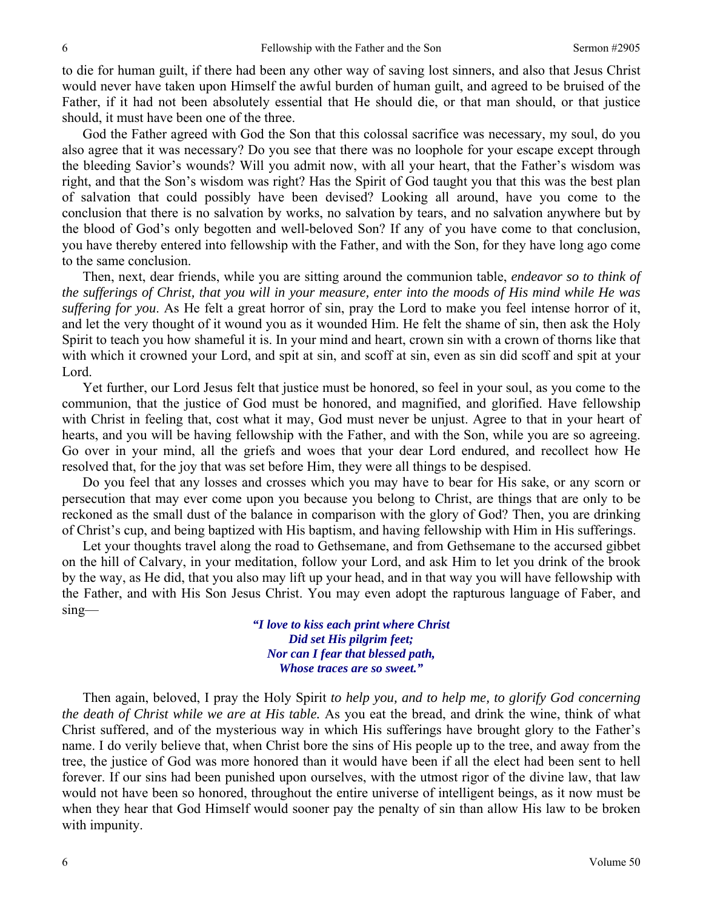to die for human guilt, if there had been any other way of saving lost sinners, and also that Jesus Christ would never have taken upon Himself the awful burden of human guilt, and agreed to be bruised of the Father, if it had not been absolutely essential that He should die, or that man should, or that justice should, it must have been one of the three.

God the Father agreed with God the Son that this colossal sacrifice was necessary, my soul, do you also agree that it was necessary? Do you see that there was no loophole for your escape except through the bleeding Savior's wounds? Will you admit now, with all your heart, that the Father's wisdom was right, and that the Son's wisdom was right? Has the Spirit of God taught you that this was the best plan of salvation that could possibly have been devised? Looking all around, have you come to the conclusion that there is no salvation by works, no salvation by tears, and no salvation anywhere but by the blood of God's only begotten and well-beloved Son? If any of you have come to that conclusion, you have thereby entered into fellowship with the Father, and with the Son, for they have long ago come to the same conclusion.

Then, next, dear friends, while you are sitting around the communion table, *endeavor so to think of the sufferings of Christ, that you will in your measure, enter into the moods of His mind while He was suffering for you*. As He felt a great horror of sin, pray the Lord to make you feel intense horror of it, and let the very thought of it wound you as it wounded Him. He felt the shame of sin, then ask the Holy Spirit to teach you how shameful it is. In your mind and heart, crown sin with a crown of thorns like that with which it crowned your Lord, and spit at sin, and scoff at sin, even as sin did scoff and spit at your Lord.

Yet further, our Lord Jesus felt that justice must be honored, so feel in your soul, as you come to the communion, that the justice of God must be honored, and magnified, and glorified. Have fellowship with Christ in feeling that, cost what it may, God must never be unjust. Agree to that in your heart of hearts, and you will be having fellowship with the Father, and with the Son, while you are so agreeing. Go over in your mind, all the griefs and woes that your dear Lord endured, and recollect how He resolved that, for the joy that was set before Him, they were all things to be despised.

Do you feel that any losses and crosses which you may have to bear for His sake, or any scorn or persecution that may ever come upon you because you belong to Christ, are things that are only to be reckoned as the small dust of the balance in comparison with the glory of God? Then, you are drinking of Christ's cup, and being baptized with His baptism, and having fellowship with Him in His sufferings.

Let your thoughts travel along the road to Gethsemane, and from Gethsemane to the accursed gibbet on the hill of Calvary, in your meditation, follow your Lord, and ask Him to let you drink of the brook by the way, as He did, that you also may lift up your head, and in that way you will have fellowship with the Father, and with His Son Jesus Christ. You may even adopt the rapturous language of Faber, and sing—

> ***"I love to kiss each print where Christ***
> ***Did set His pilgrim feet;***
> ***Nor can I fear that blessed path,***
> ***Whose traces are so sweet."***

Then again, beloved, I pray the Holy Spirit *to help you, and to help me, to glorify God concerning the death of Christ while we are at His table.* As you eat the bread, and drink the wine, think of what Christ suffered, and of the mysterious way in which His sufferings have brought glory to the Father's name. I do verily believe that, when Christ bore the sins of His people up to the tree, and away from the tree, the justice of God was more honored than it would have been if all the elect had been sent to hell forever. If our sins had been punished upon ourselves, with the utmost rigor of the divine law, that law would not have been so honored, throughout the entire universe of intelligent beings, as it now must be when they hear that God Himself would sooner pay the penalty of sin than allow His law to be broken with impunity.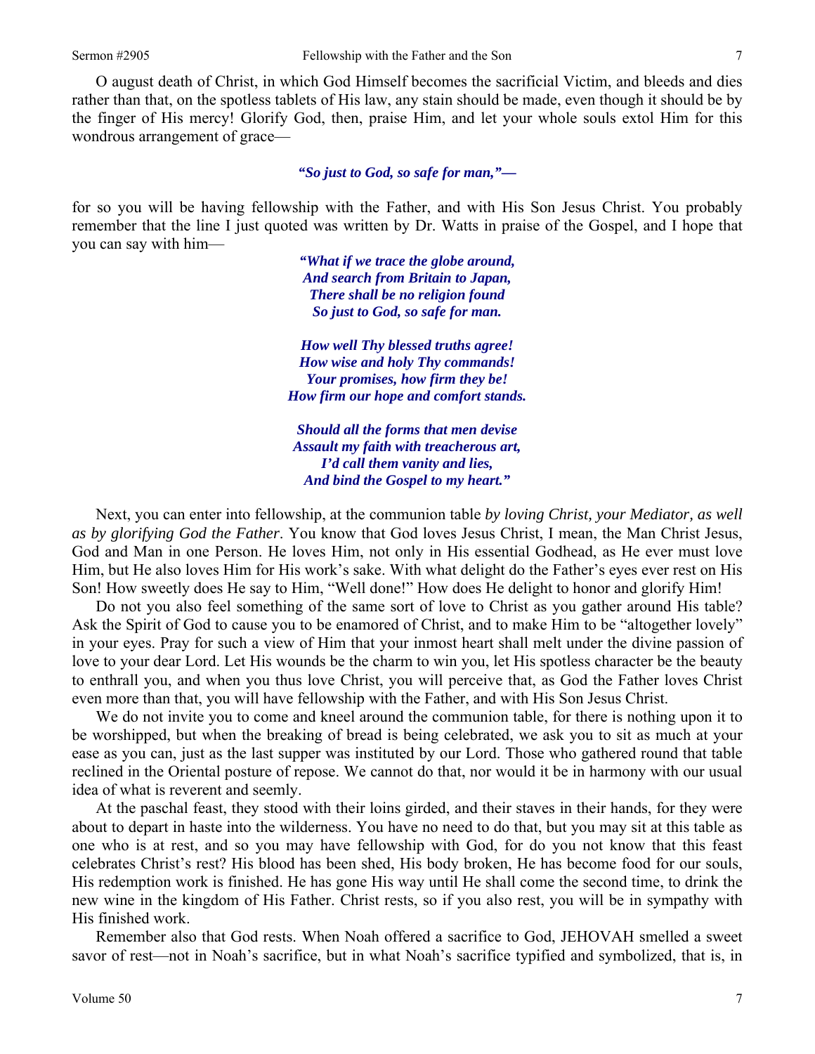O august death of Christ, in which God Himself becomes the sacrificial Victim, and bleeds and dies rather than that, on the spotless tablets of His law, any stain should be made, even though it should be by the finger of His mercy! Glorify God, then, praise Him, and let your whole souls extol Him for this wondrous arrangement of grace—

*"So just to God, so safe for man,"—*

for so you will be having fellowship with the Father, and with His Son Jesus Christ. You probably remember that the line I just quoted was written by Dr. Watts in praise of the Gospel, and I hope that you can say with him—

*"What if we trace the globe around,*
*And search from Britain to Japan,*
*There shall be no religion found*
*So just to God, so safe for man.*

*How well Thy blessed truths agree!*
*How wise and holy Thy commands!*
*Your promises, how firm they be!*
*How firm our hope and comfort stands.*

*Should all the forms that men devise*
*Assault my faith with treacherous art,*
*I'd call them vanity and lies,*
*And bind the Gospel to my heart."*

Next, you can enter into fellowship, at the communion table *by loving Christ, your Mediator, as well as by glorifying God the Father*. You know that God loves Jesus Christ, I mean, the Man Christ Jesus, God and Man in one Person. He loves Him, not only in His essential Godhead, as He ever must love Him, but He also loves Him for His work's sake. With what delight do the Father's eyes ever rest on His Son! How sweetly does He say to Him, "Well done!" How does He delight to honor and glorify Him!

Do not you also feel something of the same sort of love to Christ as you gather around His table? Ask the Spirit of God to cause you to be enamored of Christ, and to make Him to be "altogether lovely" in your eyes. Pray for such a view of Him that your inmost heart shall melt under the divine passion of love to your dear Lord. Let His wounds be the charm to win you, let His spotless character be the beauty to enthrall you, and when you thus love Christ, you will perceive that, as God the Father loves Christ even more than that, you will have fellowship with the Father, and with His Son Jesus Christ.

We do not invite you to come and kneel around the communion table, for there is nothing upon it to be worshipped, but when the breaking of bread is being celebrated, we ask you to sit as much at your ease as you can, just as the last supper was instituted by our Lord. Those who gathered round that table reclined in the Oriental posture of repose. We cannot do that, nor would it be in harmony with our usual idea of what is reverent and seemly.

At the paschal feast, they stood with their loins girded, and their staves in their hands, for they were about to depart in haste into the wilderness. You have no need to do that, but you may sit at this table as one who is at rest, and so you may have fellowship with God, for do you not know that this feast celebrates Christ's rest? His blood has been shed, His body broken, He has become food for our souls, His redemption work is finished. He has gone His way until He shall come the second time, to drink the new wine in the kingdom of His Father. Christ rests, so if you also rest, you will be in sympathy with His finished work.

Remember also that God rests. When Noah offered a sacrifice to God, JEHOVAH smelled a sweet savor of rest—not in Noah's sacrifice, but in what Noah's sacrifice typified and symbolized, that is, in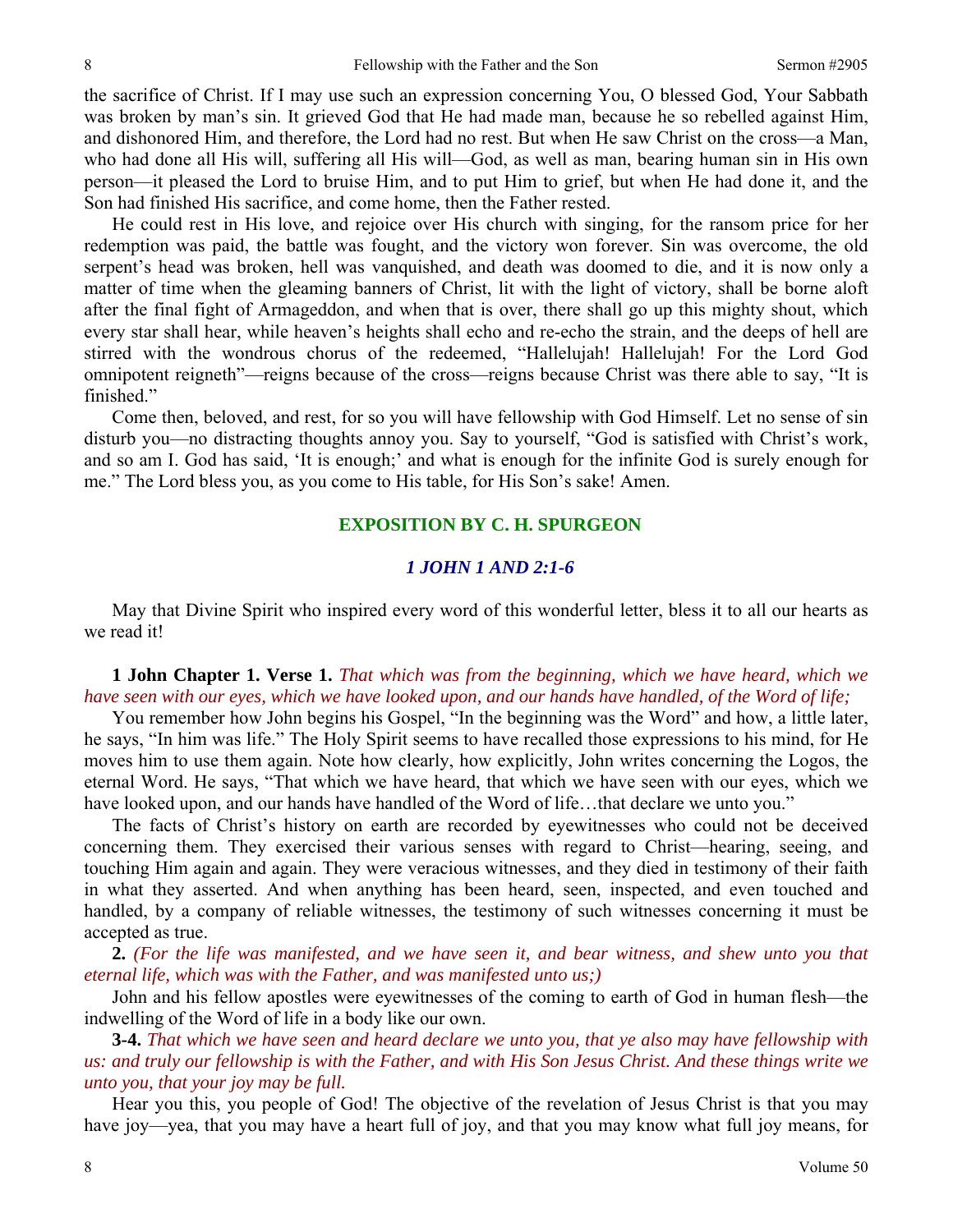the sacrifice of Christ. If I may use such an expression concerning You, O blessed God, Your Sabbath was broken by man's sin. It grieved God that He had made man, because he so rebelled against Him, and dishonored Him, and therefore, the Lord had no rest. But when He saw Christ on the cross—a Man, who had done all His will, suffering all His will—God, as well as man, bearing human sin in His own person—it pleased the Lord to bruise Him, and to put Him to grief, but when He had done it, and the Son had finished His sacrifice, and come home, then the Father rested.

He could rest in His love, and rejoice over His church with singing, for the ransom price for her redemption was paid, the battle was fought, and the victory won forever. Sin was overcome, the old serpent's head was broken, hell was vanquished, and death was doomed to die, and it is now only a matter of time when the gleaming banners of Christ, lit with the light of victory, shall be borne aloft after the final fight of Armageddon, and when that is over, there shall go up this mighty shout, which every star shall hear, while heaven's heights shall echo and re-echo the strain, and the deeps of hell are stirred with the wondrous chorus of the redeemed, "Hallelujah! Hallelujah! For the Lord God omnipotent reigneth"—reigns because of the cross—reigns because Christ was there able to say, "It is finished."

Come then, beloved, and rest, for so you will have fellowship with God Himself. Let no sense of sin disturb you—no distracting thoughts annoy you. Say to yourself, "God is satisfied with Christ's work, and so am I. God has said, 'It is enough;' and what is enough for the infinite God is surely enough for me." The Lord bless you, as you come to His table, for His Son's sake! Amen.

## EXPOSITION BY C. H. SPURGEON

### *1 JOHN 1 AND 2:1-6*

May that Divine Spirit who inspired every word of this wonderful letter, bless it to all our hearts as we read it!

**1 John Chapter 1. Verse 1.** *That which was from the beginning, which we have heard, which we have seen with our eyes, which we have looked upon, and our hands have handled, of the Word of life;*

You remember how John begins his Gospel, "In the beginning was the Word" and how, a little later, he says, "In him was life." The Holy Spirit seems to have recalled those expressions to his mind, for He moves him to use them again. Note how clearly, how explicitly, John writes concerning the Logos, the eternal Word. He says, "That which we have heard, that which we have seen with our eyes, which we have looked upon, and our hands have handled of the Word of life…that declare we unto you."

The facts of Christ's history on earth are recorded by eyewitnesses who could not be deceived concerning them. They exercised their various senses with regard to Christ—hearing, seeing, and touching Him again and again. They were veracious witnesses, and they died in testimony of their faith in what they asserted. And when anything has been heard, seen, inspected, and even touched and handled, by a company of reliable witnesses, the testimony of such witnesses concerning it must be accepted as true.

**2.** *(For the life was manifested, and we have seen it, and bear witness, and shew unto you that eternal life, which was with the Father, and was manifested unto us;)*

John and his fellow apostles were eyewitnesses of the coming to earth of God in human flesh—the indwelling of the Word of life in a body like our own.

**3-4.** *That which we have seen and heard declare we unto you, that ye also may have fellowship with us: and truly our fellowship is with the Father, and with His Son Jesus Christ. And these things write we unto you, that your joy may be full.*

Hear you this, you people of God! The objective of the revelation of Jesus Christ is that you may have joy—yea, that you may have a heart full of joy, and that you may know what full joy means, for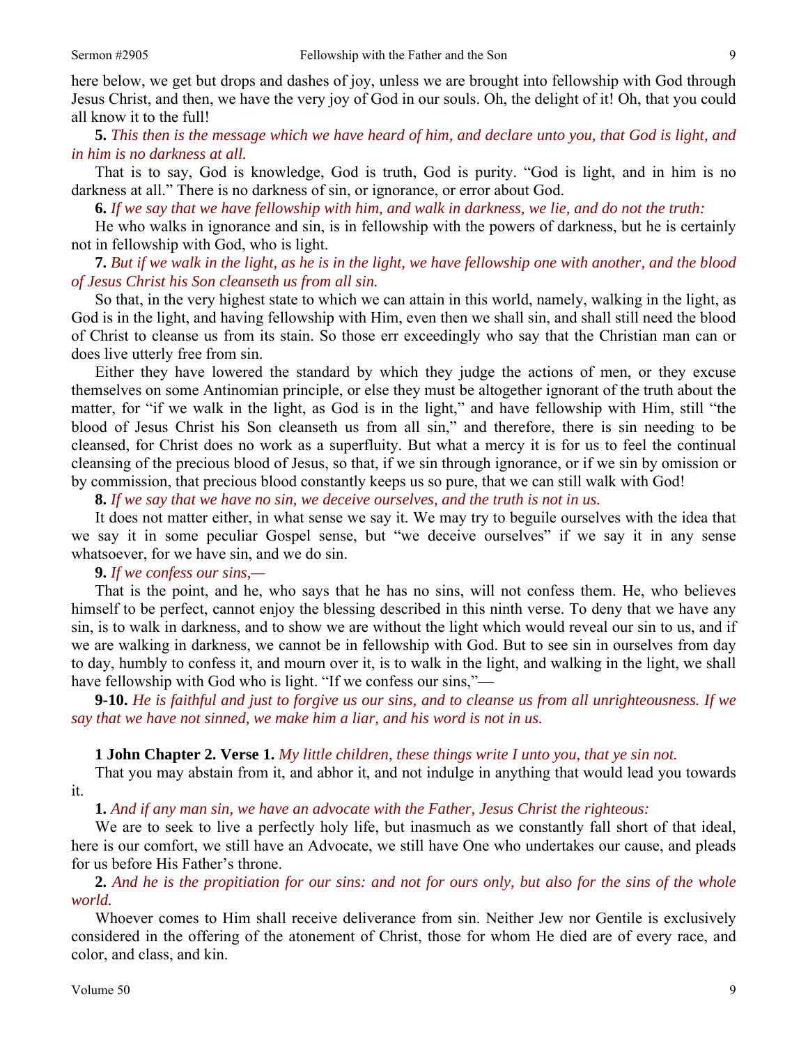here below, we get but drops and dashes of joy, unless we are brought into fellowship with God through Jesus Christ, and then, we have the very joy of God in our souls. Oh, the delight of it! Oh, that you could all know it to the full!

**5.** *This then is the message which we have heard of him, and declare unto you, that God is light, and in him is no darkness at all.*

That is to say, God is knowledge, God is truth, God is purity. "God is light, and in him is no darkness at all." There is no darkness of sin, or ignorance, or error about God.

**6.** *If we say that we have fellowship with him, and walk in darkness, we lie, and do not the truth:*

He who walks in ignorance and sin, is in fellowship with the powers of darkness, but he is certainly not in fellowship with God, who is light.

**7.** *But if we walk in the light, as he is in the light, we have fellowship one with another, and the blood of Jesus Christ his Son cleanseth us from all sin.*

So that, in the very highest state to which we can attain in this world, namely, walking in the light, as God is in the light, and having fellowship with Him, even then we shall sin, and shall still need the blood of Christ to cleanse us from its stain. So those err exceedingly who say that the Christian man can or does live utterly free from sin.

Either they have lowered the standard by which they judge the actions of men, or they excuse themselves on some Antinomian principle, or else they must be altogether ignorant of the truth about the matter, for "if we walk in the light, as God is in the light," and have fellowship with Him, still "the blood of Jesus Christ his Son cleanseth us from all sin," and therefore, there is sin needing to be cleansed, for Christ does no work as a superfluity. But what a mercy it is for us to feel the continual cleansing of the precious blood of Jesus, so that, if we sin through ignorance, or if we sin by omission or by commission, that precious blood constantly keeps us so pure, that we can still walk with God!

**8.** *If we say that we have no sin, we deceive ourselves, and the truth is not in us.*

It does not matter either, in what sense we say it. We may try to beguile ourselves with the idea that we say it in some peculiar Gospel sense, but "we deceive ourselves" if we say it in any sense whatsoever, for we have sin, and we do sin.

**9.** *If we confess our sins,—*

That is the point, and he, who says that he has no sins, will not confess them. He, who believes himself to be perfect, cannot enjoy the blessing described in this ninth verse. To deny that we have any sin, is to walk in darkness, and to show we are without the light which would reveal our sin to us, and if we are walking in darkness, we cannot be in fellowship with God. But to see sin in ourselves from day to day, humbly to confess it, and mourn over it, is to walk in the light, and walking in the light, we shall have fellowship with God who is light. "If we confess our sins,"—

**9-10.** *He is faithful and just to forgive us our sins, and to cleanse us from all unrighteousness. If we say that we have not sinned, we make him a liar, and his word is not in us.*

**1 John Chapter 2. Verse 1.** *My little children, these things write I unto you, that ye sin not.*

That you may abstain from it, and abhor it, and not indulge in anything that would lead you towards it.

**1.** *And if any man sin, we have an advocate with the Father, Jesus Christ the righteous:*

We are to seek to live a perfectly holy life, but inasmuch as we constantly fall short of that ideal, here is our comfort, we still have an Advocate, we still have One who undertakes our cause, and pleads for us before His Father's throne.

**2.** *And he is the propitiation for our sins: and not for ours only, but also for the sins of the whole world.*

Whoever comes to Him shall receive deliverance from sin. Neither Jew nor Gentile is exclusively considered in the offering of the atonement of Christ, those for whom He died are of every race, and color, and class, and kin.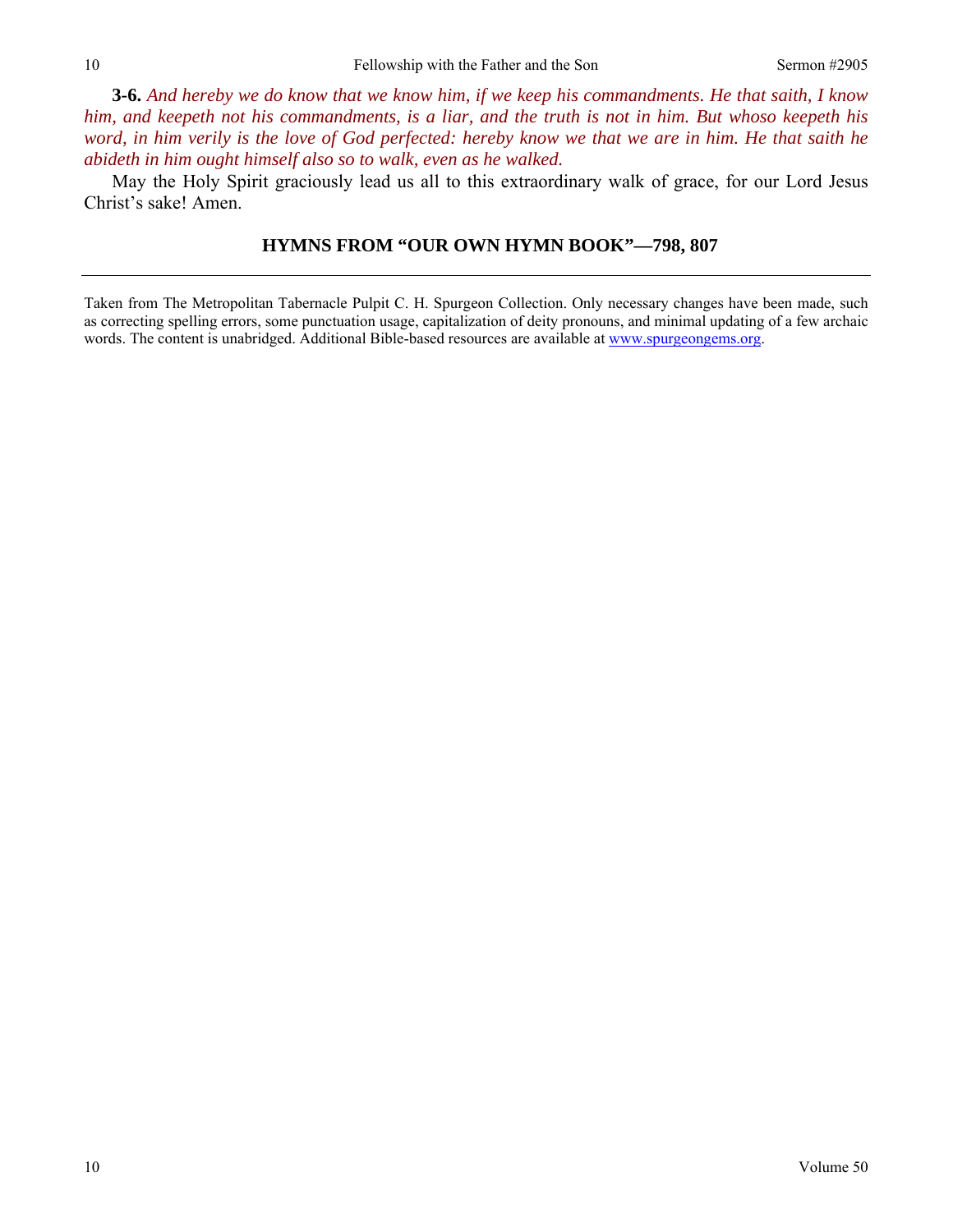**3-6.** *And hereby we do know that we know him, if we keep his commandments. He that saith, I know him, and keepeth not his commandments, is a liar, and the truth is not in him. But whoso keepeth his word, in him verily is the love of God perfected: hereby know we that we are in him. He that saith he abideth in him ought himself also so to walk, even as he walked.*

May the Holy Spirit graciously lead us all to this extraordinary walk of grace, for our Lord Jesus Christ's sake! Amen.

## HYMNS FROM "OUR OWN HYMN BOOK"—798, 807

---

Taken from The Metropolitan Tabernacle Pulpit C. H. Spurgeon Collection. Only necessary changes have been made, such as correcting spelling errors, some punctuation usage, capitalization of deity pronouns, and minimal updating of a few archaic words. The content is unabridged. Additional Bible-based resources are available at [www.spurgeongems.org](http://www.spurgeongems.org).